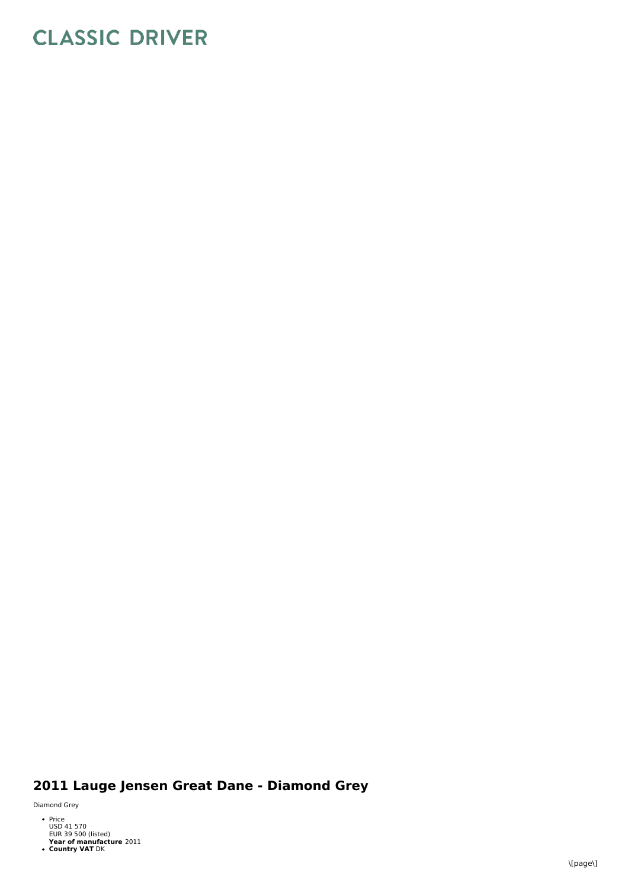# CLASSIC DRIVER

## 2011 Lauge Jensen Great Dane - Diamond Grey

Diamond Grey

- Price
  USD 41 570
  EUR 39 500 (listed)
  **Year of manufacture** 2011
- **Country VAT** DK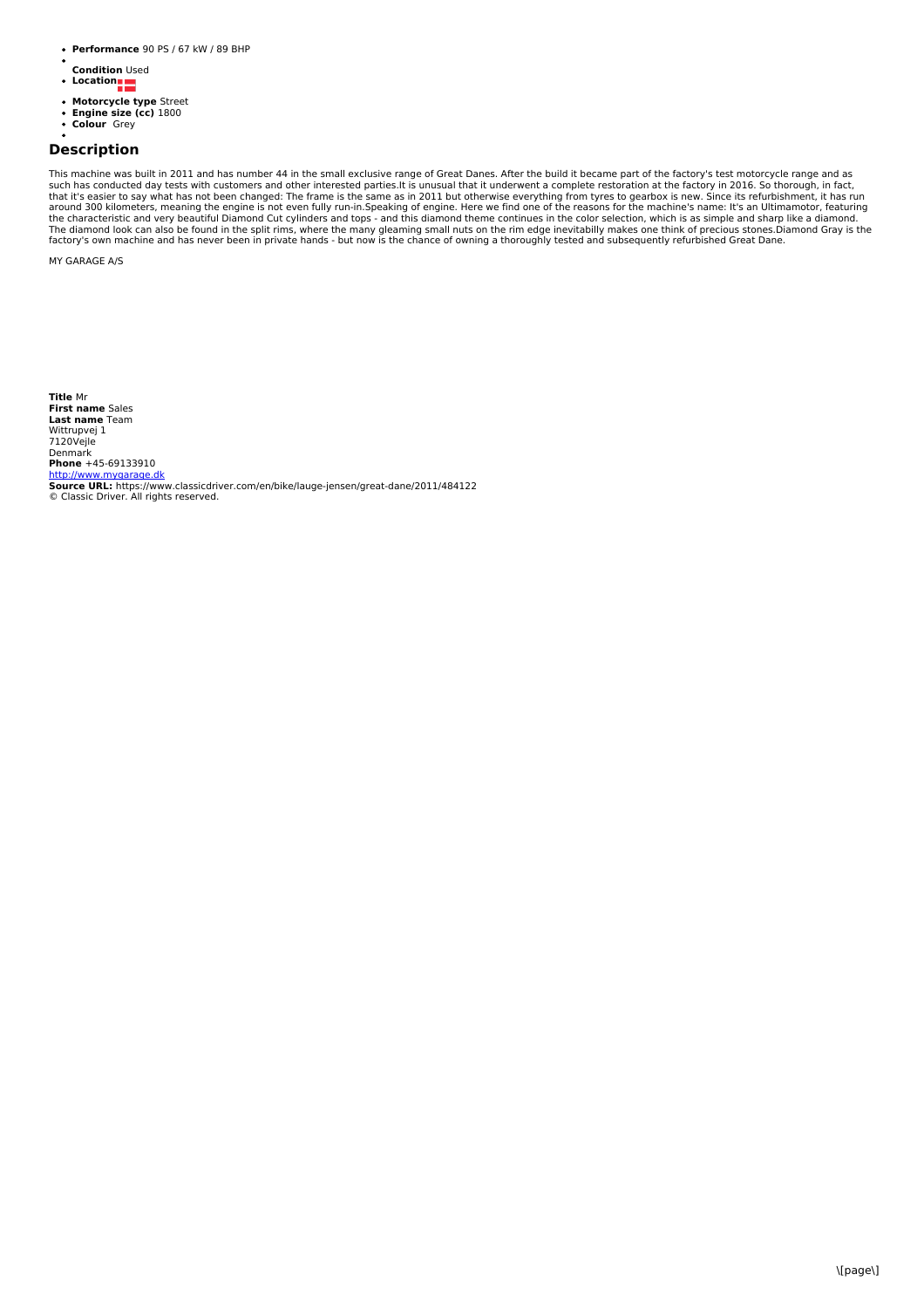- **Performance** 90 PS / 67 kW / 89 BHP
- **Condition** Used
- **Location**
- **Motorcycle type** Street
- **Engine size (cc)** 1800
- **Colour** Grey

## Description

This machine was built in 2011 and has number 44 in the small exclusive range of Great Danes. After the build it became part of the factory's test motorcycle range and as such has conducted day tests with customers and other interested parties.It is unusual that it underwent a complete restoration at the factory in 2016. So thorough, in fact, that it's easier to say what has not been changed: The frame is the same as in 2011 but otherwise everything from tyres to gearbox is new. Since its refurbishment, it has run around 300 kilometers, meaning the engine is not even fully run-in.Speaking of engine. Here we find one of the reasons for the machine's name: It's an Ultimamotor, featuring the characteristic and very beautiful Diamond Cut cylinders and tops - and this diamond theme continues in the color selection, which is as simple and sharp like a diamond. The diamond look can also be found in the split rims, where the many gleaming small nuts on the rim edge inevitabilly makes one think of precious stones.Diamond Gray is the factory's own machine and has never been in private hands - but now is the chance of owning a thoroughly tested and subsequently refurbished Great Dane.

MY GARAGE A/S

**Title** Mr
**First name** Sales
**Last name** Team
Wittrupvej 1
7120Vejle
Denmark
**Phone** +45-69133910
http://www.mygarage.dk
**Source URL:** https://www.classicdriver.com/en/bike/lauge-jensen/great-dane/2011/484122
© Classic Driver. All rights reserved.